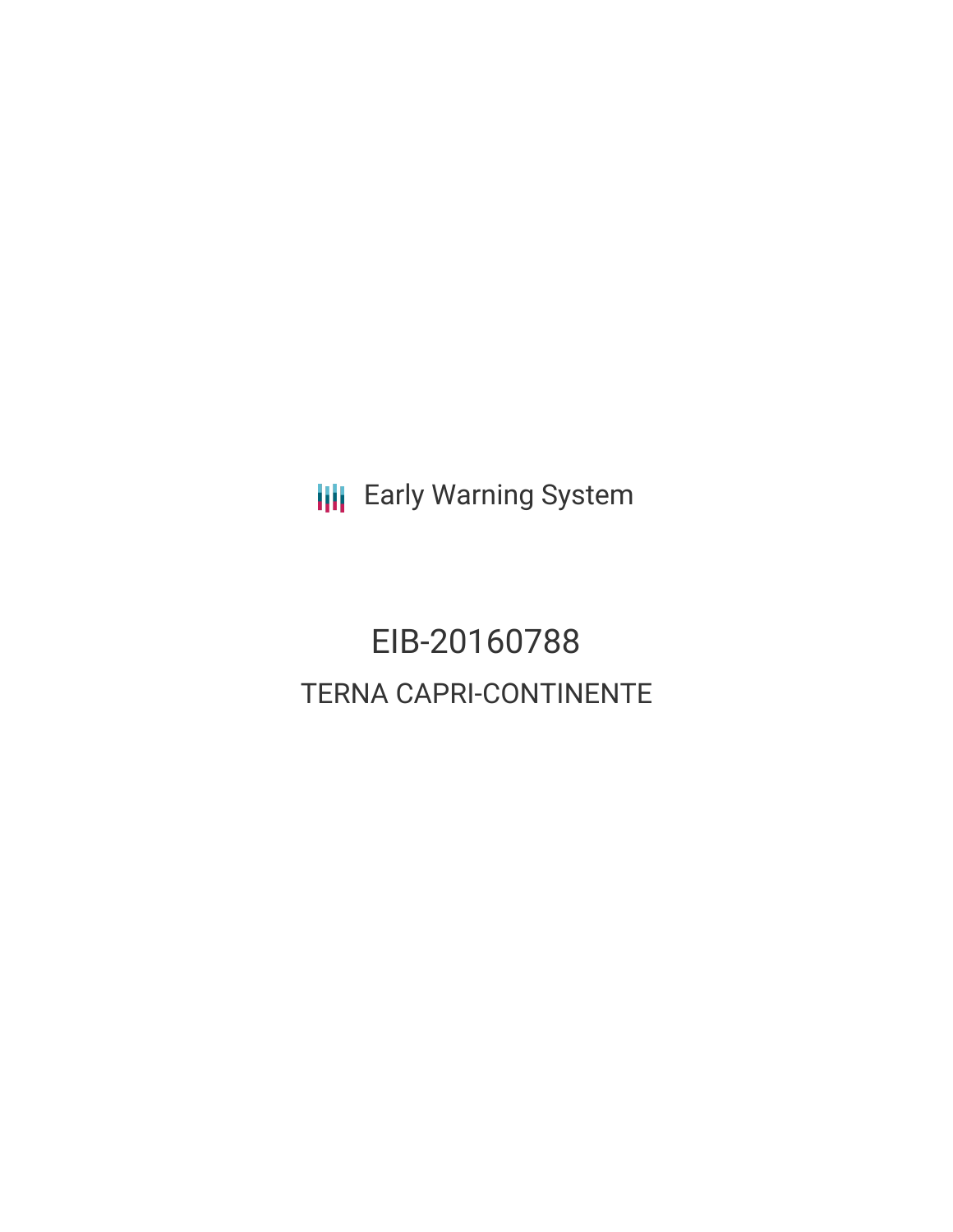Early Warning System

# EIB-20160788

## TERNA CAPRI-CONTINENTE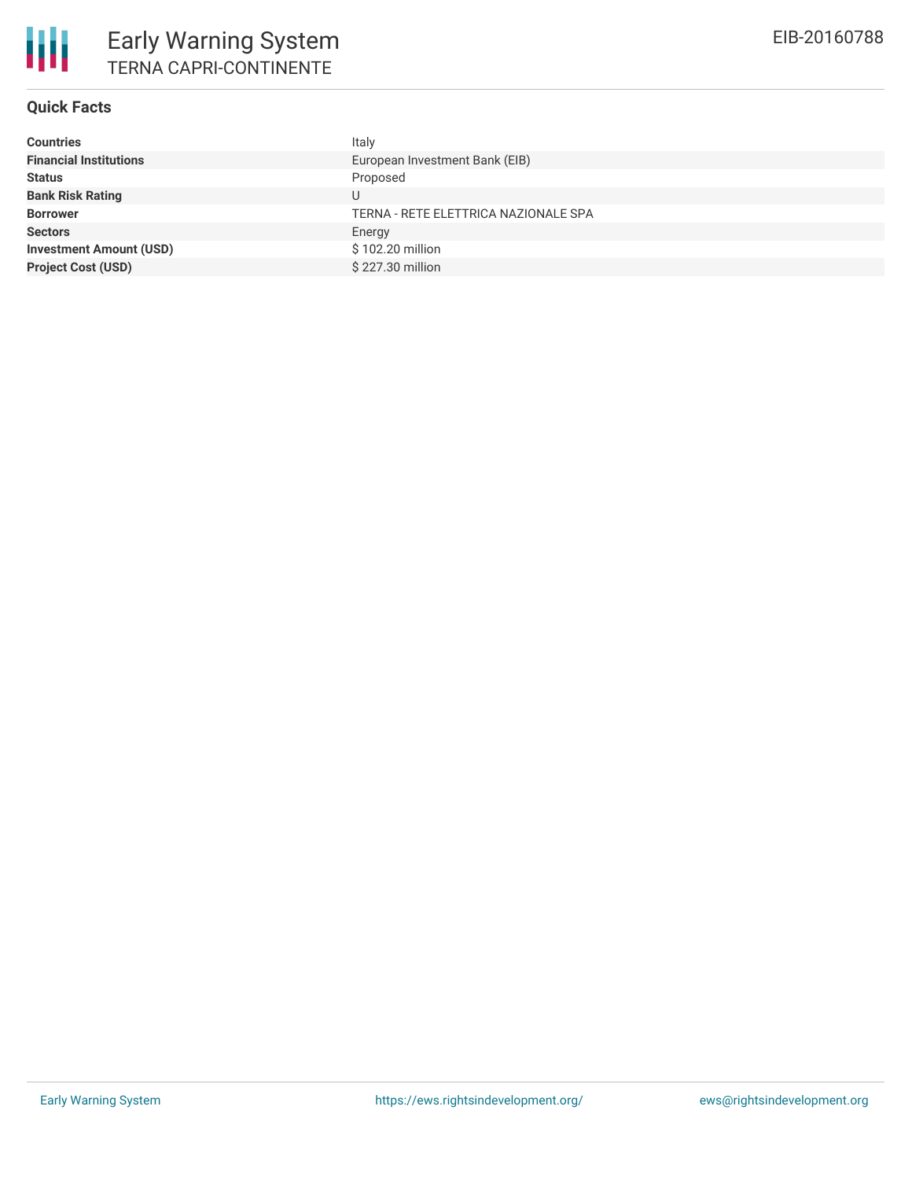# Early Warning System

## TERNA CAPRI-CONTINENTE

EIB-20160788

### Quick Facts

| | |
|---|---|
| **Countries** | Italy |
| **Financial Institutions** | European Investment Bank (EIB) |
| **Status** | Proposed |
| **Bank Risk Rating** | U |
| **Borrower** | TERNA - RETE ELETTRICA NAZIONALE SPA |
| **Sectors** | Energy |
| **Investment Amount (USD)** | $ 102.20 million |
| **Project Cost (USD)** | $ 227.30 million |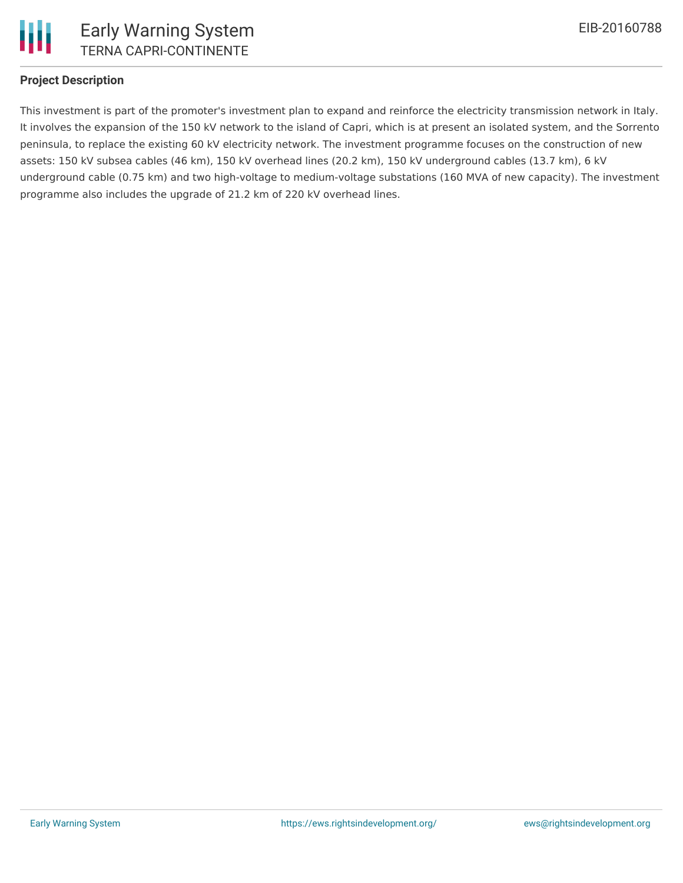## Project Description

This investment is part of the promoter's investment plan to expand and reinforce the electricity transmission network in Italy. It involves the expansion of the 150 kV network to the island of Capri, which is at present an isolated system, and the Sorrento peninsula, to replace the existing 60 kV electricity network. The investment programme focuses on the construction of new assets: 150 kV subsea cables (46 km), 150 kV overhead lines (20.2 km), 150 kV underground cables (13.7 km), 6 kV underground cable (0.75 km) and two high-voltage to medium-voltage substations (160 MVA of new capacity). The investment programme also includes the upgrade of 21.2 km of 220 kV overhead lines.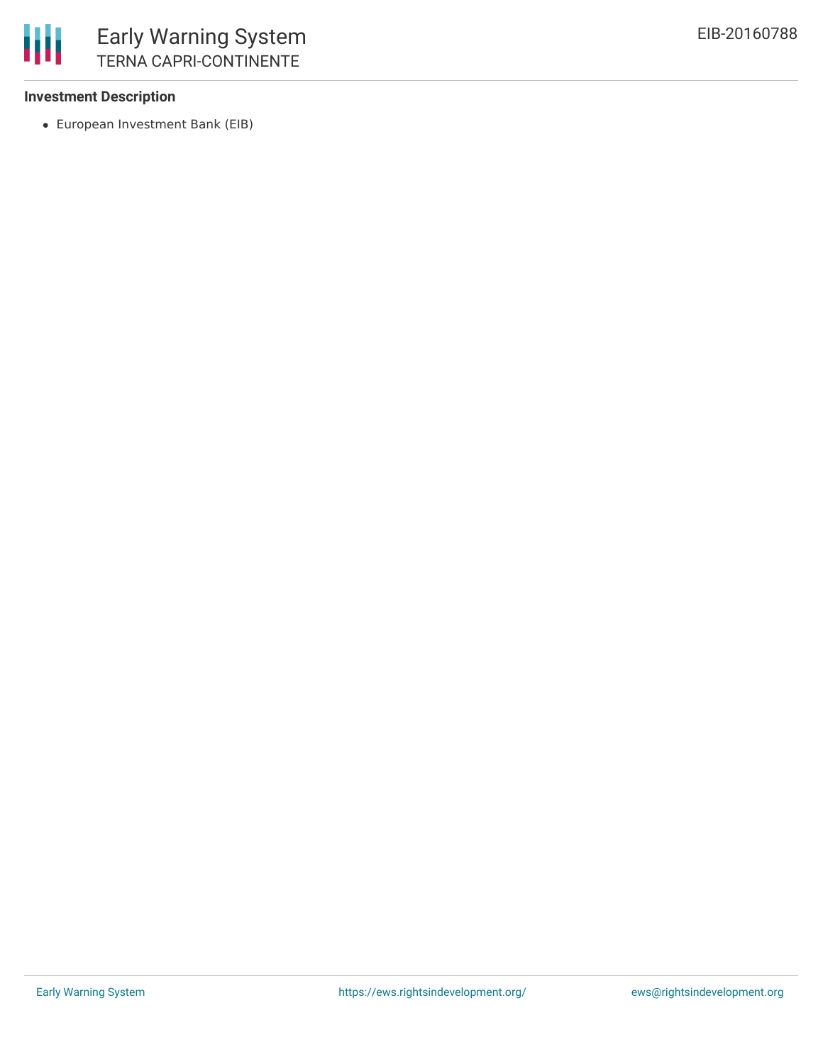### Investment Description

- European Investment Bank (EIB)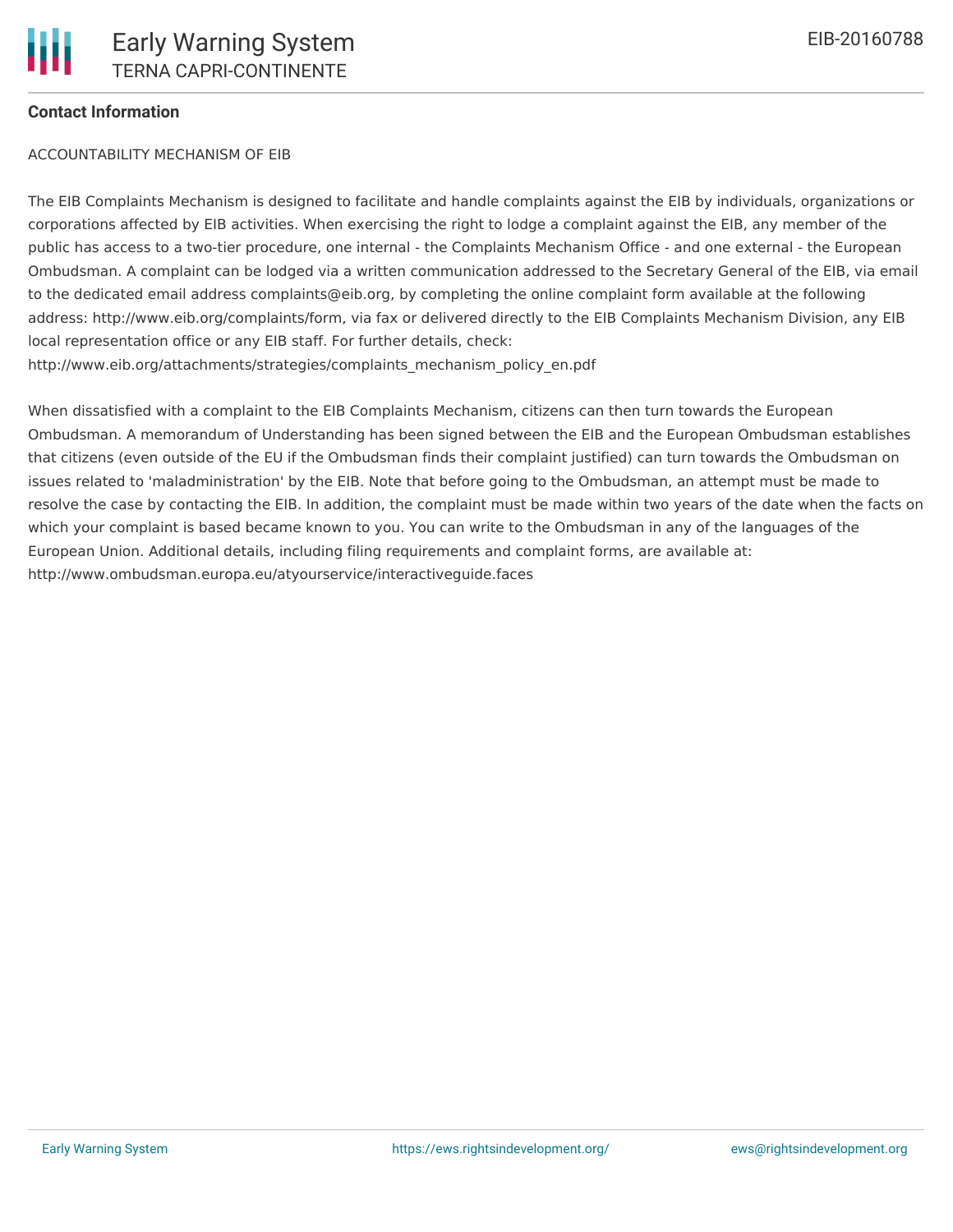**Contact Information**

ACCOUNTABILITY MECHANISM OF EIB

The EIB Complaints Mechanism is designed to facilitate and handle complaints against the EIB by individuals, organizations or corporations affected by EIB activities. When exercising the right to lodge a complaint against the EIB, any member of the public has access to a two-tier procedure, one internal - the Complaints Mechanism Office - and one external - the European Ombudsman. A complaint can be lodged via a written communication addressed to the Secretary General of the EIB, via email to the dedicated email address complaints@eib.org, by completing the online complaint form available at the following address: http://www.eib.org/complaints/form, via fax or delivered directly to the EIB Complaints Mechanism Division, any EIB local representation office or any EIB staff. For further details, check: http://www.eib.org/attachments/strategies/complaints_mechanism_policy_en.pdf

When dissatisfied with a complaint to the EIB Complaints Mechanism, citizens can then turn towards the European Ombudsman. A memorandum of Understanding has been signed between the EIB and the European Ombudsman establishes that citizens (even outside of the EU if the Ombudsman finds their complaint justified) can turn towards the Ombudsman on issues related to 'maladministration' by the EIB. Note that before going to the Ombudsman, an attempt must be made to resolve the case by contacting the EIB. In addition, the complaint must be made within two years of the date when the facts on which your complaint is based became known to you. You can write to the Ombudsman in any of the languages of the European Union. Additional details, including filing requirements and complaint forms, are available at: http://www.ombudsman.europa.eu/atyourservice/interactiveguide.faces